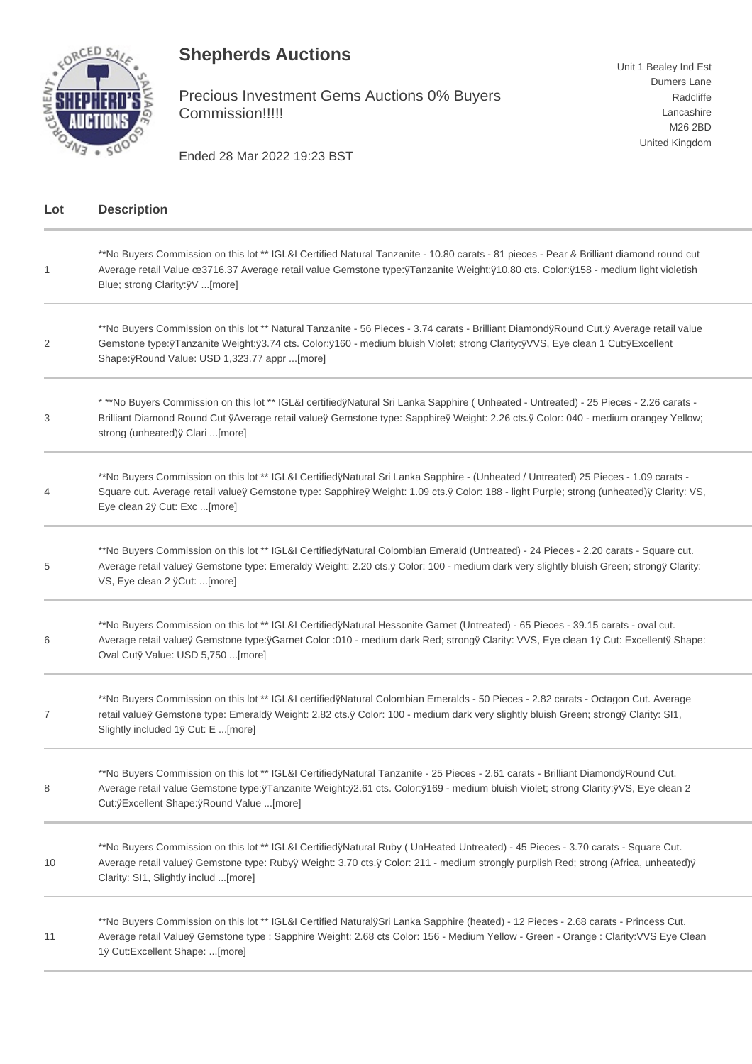# Shepherds Auctions

Precious Investment Gems Auctions 0% Buyers Commission!!!!!

Ended 28 Mar 2022 19:23 BST

Unit 1 Bealey Ind Est
Dumers Lane
Radcliffe
Lancashire
M26 2BD
United Kingdom

| Lot | Description |
| --- | --- |
| 1 | **No Buyers Commission on this lot ** IGL&I Certified Natural Tanzanite - 10.80 carats - 81 pieces - Pear & Brilliant diamond round cut Average retail Value œ3716.37 Average retail value Gemstone type:ÿTanzanite Weight:ÿ10.80 cts. Color:ÿ158 - medium light violetish Blue; strong Clarity:ÿV ...[more] |
| 2 | **No Buyers Commission on this lot ** Natural Tanzanite - 56 Pieces - 3.74 carats - Brilliant DiamondÿRound Cut.ÿ Average retail value Gemstone type:ÿTanzanite Weight:ÿ3.74 cts. Color:ÿ160 - medium bluish Violet; strong Clarity:ÿVVS, Eye clean 1 Cut:ÿExcellent Shape:ÿRound Value: USD 1,323.77 appr ...[more] |
| 3 | * **No Buyers Commission on this lot ** IGL&I certifiedÿNatural Sri Lanka Sapphire ( Unheated - Untreated) - 25 Pieces - 2.26 carats - Brilliant Diamond Round Cut ÿAverage retail valueÿ Gemstone type: Sapphireÿ Weight: 2.26 cts.ÿ Color: 040 - medium orangey Yellow; strong (unheated)ÿ Clari ...[more] |
| 4 | **No Buyers Commission on this lot ** IGL&I CertifiedÿNatural Sri Lanka Sapphire - (Unheated / Untreated) 25 Pieces - 1.09 carats - Square cut. Average retail valueÿ Gemstone type: Sapphireÿ Weight: 1.09 cts.ÿ Color: 188 - light Purple; strong (unheated)ÿ Clarity: VS, Eye clean 2ÿ Cut: Exc ...[more] |
| 5 | **No Buyers Commission on this lot ** IGL&I CertifiedÿNatural Colombian Emerald (Untreated) - 24 Pieces - 2.20 carats - Square cut. Average retail valueÿ Gemstone type: Emeraldÿ Weight: 2.20 cts.ÿ Color: 100 - medium dark very slightly bluish Green; strongÿ Clarity: VS, Eye clean 2 ÿCut: ...[more] |
| 6 | **No Buyers Commission on this lot ** IGL&I CertifiedÿNatural Hessonite Garnet (Untreated) - 65 Pieces - 39.15 carats - oval cut. Average retail valueÿ Gemstone type:ÿGarnet Color :010 - medium dark Red; strongÿ Clarity: VVS, Eye clean 1ÿ Cut: Excellentÿ Shape: Oval Cutÿ Value: USD 5,750 ...[more] |
| 7 | **No Buyers Commission on this lot ** IGL&I certifiedÿNatural Colombian Emeralds - 50 Pieces - 2.82 carats - Octagon Cut. Average retail valueÿ Gemstone type: Emeraldÿ Weight: 2.82 cts.ÿ Color: 100 - medium dark very slightly bluish Green; strongÿ Clarity: SI1, Slightly included 1ÿ Cut: E ...[more] |
| 8 | **No Buyers Commission on this lot ** IGL&I CertifiedÿNatural Tanzanite - 25 Pieces - 2.61 carats - Brilliant DiamondÿRound Cut. Average retail value Gemstone type:ÿTanzanite Weight:ÿ2.61 cts. Color:ÿ169 - medium bluish Violet; strong Clarity:ÿVS, Eye clean 2 Cut:ÿExcellent Shape:ÿRound Value ...[more] |
| 10 | **No Buyers Commission on this lot ** IGL&I CertifiedÿNatural Ruby ( UnHeated Untreated) - 45 Pieces - 3.70 carats - Square Cut. Average retail valueÿ Gemstone type: Rubyÿ Weight: 3.70 cts.ÿ Color: 211 - medium strongly purplish Red; strong (Africa, unheated)ÿ Clarity: SI1, Slightly includ ...[more] |
| 11 | **No Buyers Commission on this lot ** IGL&I Certified NaturalÿSri Lanka Sapphire (heated) - 12 Pieces - 2.68 carats - Princess Cut. Average retail Valueÿ Gemstone type : Sapphire Weight: 2.68 cts Color: 156 - Medium Yellow - Green - Orange : Clarity:VVS Eye Clean 1ÿ Cut:Excellent Shape: ...[more] |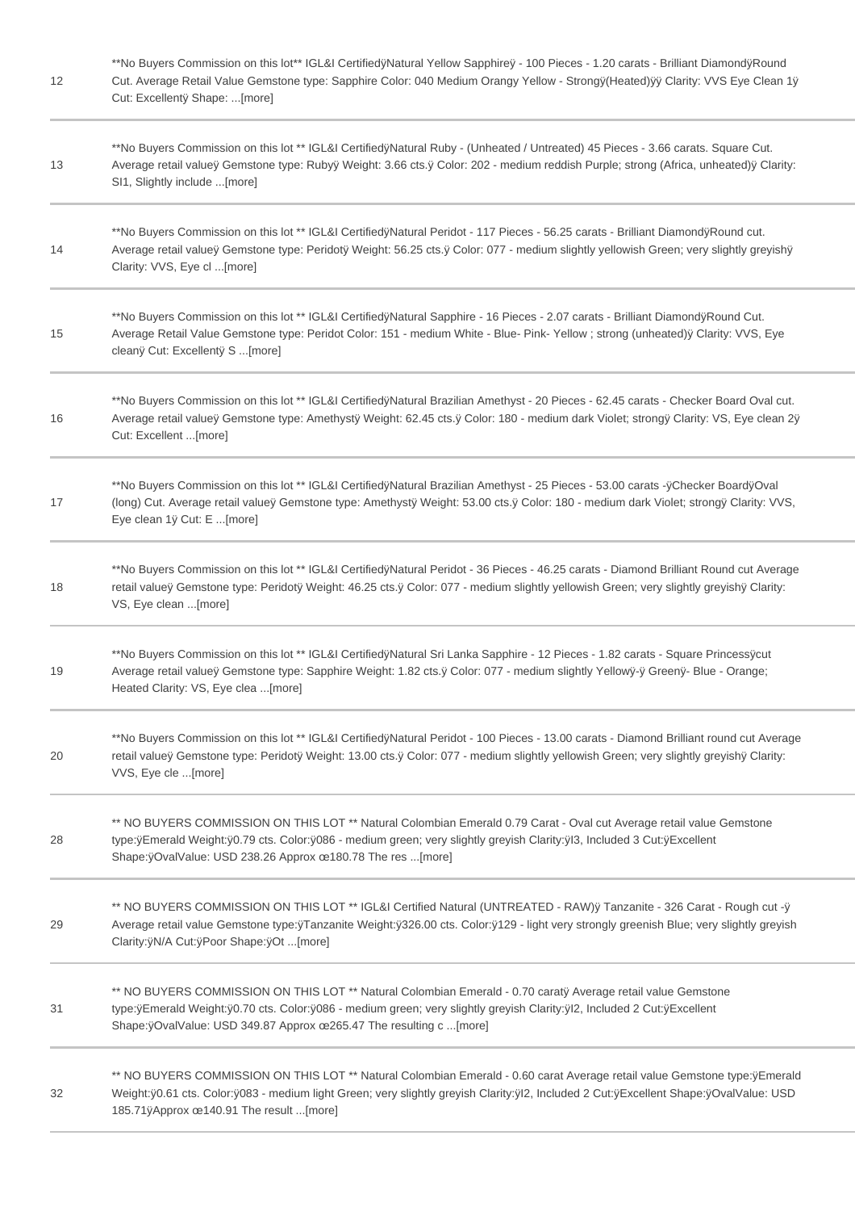| | |
|---|---|
| 12 | **No Buyers Commission on this lot** IGL&I CertifiedÿNatural Yellow Sapphireÿ - 100 Pieces - 1.20 carats - Brilliant DiamondÿRound Cut. Average Retail Value Gemstone type: Sapphire Color: 040 Medium Orangy Yellow - Strongÿ(Heated)ÿÿ Clarity: VVS Eye Clean 1ÿ Cut: Excellentÿ Shape: ...[more] |
| 13 | **No Buyers Commission on this lot ** IGL&I CertifiedÿNatural Ruby - (Unheated / Untreated) 45 Pieces - 3.66 carats. Square Cut. Average retail valueÿ Gemstone type: Rubyÿ Weight: 3.66 cts.ÿ Color: 202 - medium reddish Purple; strong (Africa, unheated)ÿ Clarity: SI1, Slightly include ...[more] |
| 14 | **No Buyers Commission on this lot ** IGL&I CertifiedÿNatural Peridot - 117 Pieces - 56.25 carats - Brilliant DiamondÿRound cut. Average retail valueÿ Gemstone type: Peridotÿ Weight: 56.25 cts.ÿ Color: 077 - medium slightly yellowish Green; very slightly greyishÿ Clarity: VVS, Eye cl ...[more] |
| 15 | **No Buyers Commission on this lot ** IGL&I CertifiedÿNatural Sapphire - 16 Pieces - 2.07 carats - Brilliant DiamondÿRound Cut. Average Retail Value Gemstone type: Peridot Color: 151 - medium White - Blue- Pink- Yellow ; strong (unheated)ÿ Clarity: VVS, Eye cleanÿ Cut: Excellentÿ S ...[more] |
| 16 | **No Buyers Commission on this lot ** IGL&I CertifiedÿNatural Brazilian Amethyst - 20 Pieces - 62.45 carats - Checker Board Oval cut. Average retail valueÿ Gemstone type: Amethystÿ Weight: 62.45 cts.ÿ Color: 180 - medium dark Violet; strongÿ Clarity: VS, Eye clean 2ÿ Cut: Excellent ...[more] |
| 17 | **No Buyers Commission on this lot ** IGL&I CertifiedÿNatural Brazilian Amethyst - 25 Pieces - 53.00 carats -ÿChecker BoardÿOval (long) Cut. Average retail valueÿ Gemstone type: Amethystÿ Weight: 53.00 cts.ÿ Color: 180 - medium dark Violet; strongÿ Clarity: VVS, Eye clean 1ÿ Cut: E ...[more] |
| 18 | **No Buyers Commission on this lot ** IGL&I CertifiedÿNatural Peridot - 36 Pieces - 46.25 carats - Diamond Brilliant Round cut Average retail valueÿ Gemstone type: Peridotÿ Weight: 46.25 cts.ÿ Color: 077 - medium slightly yellowish Green; very slightly greyishÿ Clarity: VS, Eye clean ...[more] |
| 19 | **No Buyers Commission on this lot ** IGL&I CertifiedÿNatural Sri Lanka Sapphire - 12 Pieces - 1.82 carats - Square Princessÿcut Average retail valueÿ Gemstone type: Sapphire Weight: 1.82 cts.ÿ Color: 077 - medium slightly Yellowÿ-ÿ Greenÿ- Blue - Orange; Heated Clarity: VS, Eye clea ...[more] |
| 20 | **No Buyers Commission on this lot ** IGL&I CertifiedÿNatural Peridot - 100 Pieces - 13.00 carats - Diamond Brilliant round cut Average retail valueÿ Gemstone type: Peridotÿ Weight: 13.00 cts.ÿ Color: 077 - medium slightly yellowish Green; very slightly greyishÿ Clarity: VVS, Eye cle ...[more] |
| 28 | ** NO BUYERS COMMISSION ON THIS LOT ** Natural Colombian Emerald 0.79 Carat - Oval cut Average retail value Gemstone type:ÿEmerald Weight:ÿ0.79 cts. Color:ÿ086 - medium green; very slightly greyish Clarity:ÿI3, Included 3 Cut:ÿExcellent Shape:ÿOvalValue: USD 238.26 Approx œ180.78 The res ...[more] |
| 29 | ** NO BUYERS COMMISSION ON THIS LOT ** IGL&I Certified Natural (UNTREATED - RAW)ÿ Tanzanite - 326 Carat - Rough cut -ÿ Average retail value Gemstone type:ÿTanzanite Weight:ÿ326.00 cts. Color:ÿ129 - light very strongly greenish Blue; very slightly greyish Clarity:ÿN/A Cut:ÿPoor Shape:ÿOt ...[more] |
| 31 | ** NO BUYERS COMMISSION ON THIS LOT ** Natural Colombian Emerald - 0.70 caratÿ Average retail value Gemstone type:ÿEmerald Weight:ÿ0.70 cts. Color:ÿ086 - medium green; very slightly greyish Clarity:ÿI2, Included 2 Cut:ÿExcellent Shape:ÿOvalValue: USD 349.87 Approx œ265.47 The resulting c ...[more] |
| 32 | ** NO BUYERS COMMISSION ON THIS LOT ** Natural Colombian Emerald - 0.60 carat Average retail value Gemstone type:ÿEmerald Weight:ÿ0.61 cts. Color:ÿ083 - medium light Green; very slightly greyish Clarity:ÿI2, Included 2 Cut:ÿExcellent Shape:ÿOvalValue: USD 185.71ÿApprox œ140.91 The result ...[more] |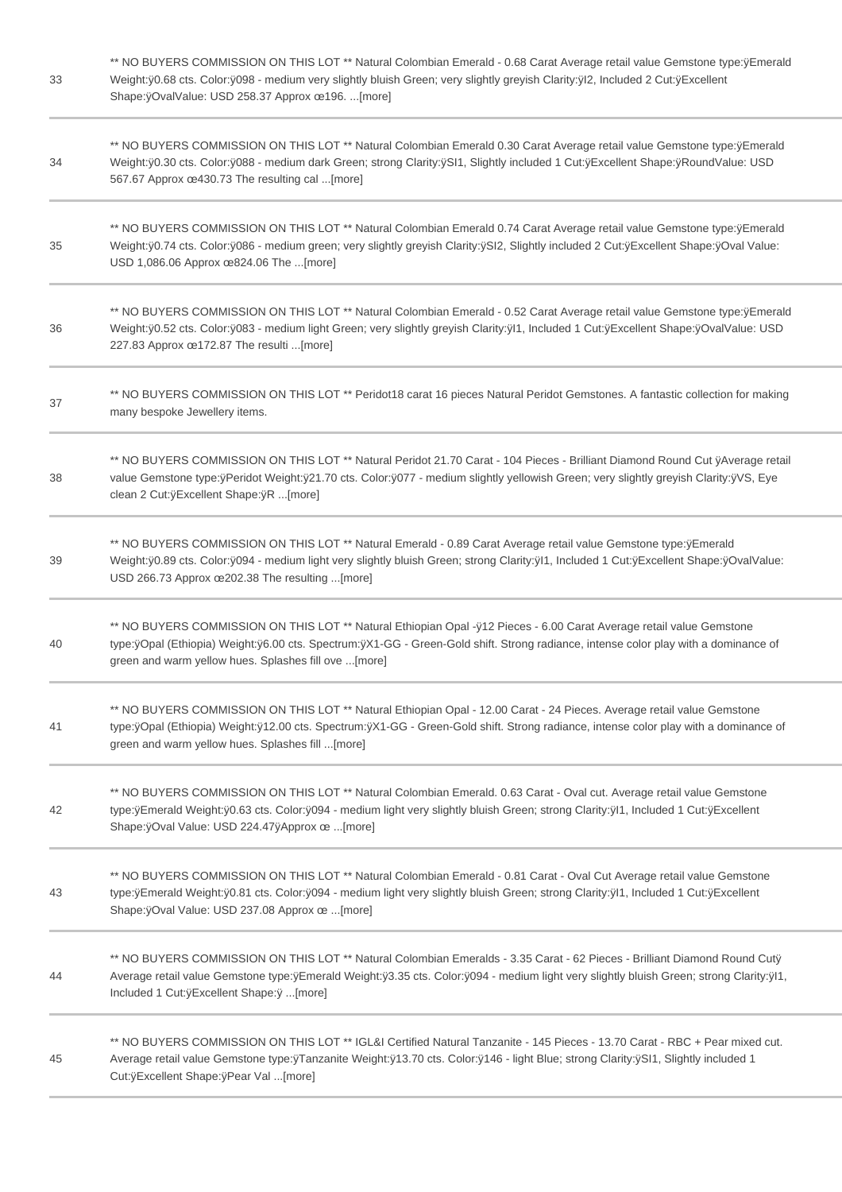| | |
|---|---|
| 33 | ** NO BUYERS COMMISSION ON THIS LOT ** Natural Colombian Emerald - 0.68 Carat Average retail value Gemstone type:ÿEmerald Weight:ÿ0.68 cts. Color:ÿ098 - medium very slightly bluish Green; very slightly greyish Clarity:ÿI2, Included 2 Cut:ÿExcellent Shape:ÿOvalValue: USD 258.37 Approx œ196. ...[more] |
| 34 | ** NO BUYERS COMMISSION ON THIS LOT ** Natural Colombian Emerald 0.30 Carat Average retail value Gemstone type:ÿEmerald Weight:ÿ0.30 cts. Color:ÿ088 - medium dark Green; strong Clarity:ÿSI1, Slightly included 1 Cut:ÿExcellent Shape:ÿRoundValue: USD 567.67 Approx œ430.73 The resulting cal ...[more] |
| 35 | ** NO BUYERS COMMISSION ON THIS LOT ** Natural Colombian Emerald 0.74 Carat Average retail value Gemstone type:ÿEmerald Weight:ÿ0.74 cts. Color:ÿ086 - medium green; very slightly greyish Clarity:ÿSI2, Slightly included 2 Cut:ÿExcellent Shape:ÿOval Value: USD 1,086.06 Approx œ824.06 The ...[more] |
| 36 | ** NO BUYERS COMMISSION ON THIS LOT ** Natural Colombian Emerald - 0.52 Carat Average retail value Gemstone type:ÿEmerald Weight:ÿ0.52 cts. Color:ÿ083 - medium light Green; very slightly greyish Clarity:ÿI1, Included 1 Cut:ÿExcellent Shape:ÿOvalValue: USD 227.83 Approx œ172.87 The resulti ...[more] |
| 37 | ** NO BUYERS COMMISSION ON THIS LOT ** Peridot18 carat 16 pieces Natural Peridot Gemstones. A fantastic collection for making many bespoke Jewellery items. |
| 38 | ** NO BUYERS COMMISSION ON THIS LOT ** Natural Peridot 21.70 Carat - 104 Pieces - Brilliant Diamond Round Cut ÿAverage retail value Gemstone type:ÿPeridot Weight:ÿ21.70 cts. Color:ÿ077 - medium slightly yellowish Green; very slightly greyish Clarity:ÿVS, Eye clean 2 Cut:ÿExcellent Shape:ÿR ...[more] |
| 39 | ** NO BUYERS COMMISSION ON THIS LOT ** Natural Emerald - 0.89 Carat Average retail value Gemstone type:ÿEmerald Weight:ÿ0.89 cts. Color:ÿ094 - medium light very slightly bluish Green; strong Clarity:ÿI1, Included 1 Cut:ÿExcellent Shape:ÿOvalValue: USD 266.73 Approx œ202.38 The resulting ...[more] |
| 40 | ** NO BUYERS COMMISSION ON THIS LOT ** Natural Ethiopian Opal -ÿ12 Pieces - 6.00 Carat Average retail value Gemstone type:ÿOpal (Ethiopia) Weight:ÿ6.00 cts. Spectrum:ÿX1-GG - Green-Gold shift. Strong radiance, intense color play with a dominance of green and warm yellow hues. Splashes fill ove ...[more] |
| 41 | ** NO BUYERS COMMISSION ON THIS LOT ** Natural Ethiopian Opal - 12.00 Carat - 24 Pieces. Average retail value Gemstone type:ÿOpal (Ethiopia) Weight:ÿ12.00 cts. Spectrum:ÿX1-GG - Green-Gold shift. Strong radiance, intense color play with a dominance of green and warm yellow hues. Splashes fill ...[more] |
| 42 | ** NO BUYERS COMMISSION ON THIS LOT ** Natural Colombian Emerald. 0.63 Carat - Oval cut. Average retail value Gemstone type:ÿEmerald Weight:ÿ0.63 cts. Color:ÿ094 - medium light very slightly bluish Green; strong Clarity:ÿI1, Included 1 Cut:ÿExcellent Shape:ÿOval Value: USD 224.47ÿApprox œ ...[more] |
| 43 | ** NO BUYERS COMMISSION ON THIS LOT ** Natural Colombian Emerald - 0.81 Carat - Oval Cut Average retail value Gemstone type:ÿEmerald Weight:ÿ0.81 cts. Color:ÿ094 - medium light very slightly bluish Green; strong Clarity:ÿI1, Included 1 Cut:ÿExcellent Shape:ÿOval Value: USD 237.08 Approx œ ...[more] |
| 44 | ** NO BUYERS COMMISSION ON THIS LOT ** Natural Colombian Emeralds - 3.35 Carat - 62 Pieces - Brilliant Diamond Round Cutÿ Average retail value Gemstone type:ÿEmerald Weight:ÿ3.35 cts. Color:ÿ094 - medium light very slightly bluish Green; strong Clarity:ÿI1, Included 1 Cut:ÿExcellent Shape:ÿ ...[more] |
| 45 | ** NO BUYERS COMMISSION ON THIS LOT ** IGL&I Certified Natural Tanzanite - 145 Pieces - 13.70 Carat - RBC + Pear mixed cut. Average retail value Gemstone type:ÿTanzanite Weight:ÿ13.70 cts. Color:ÿ146 - light Blue; strong Clarity:ÿSI1, Slightly included 1 Cut:ÿExcellent Shape:ÿPear Val ...[more] |